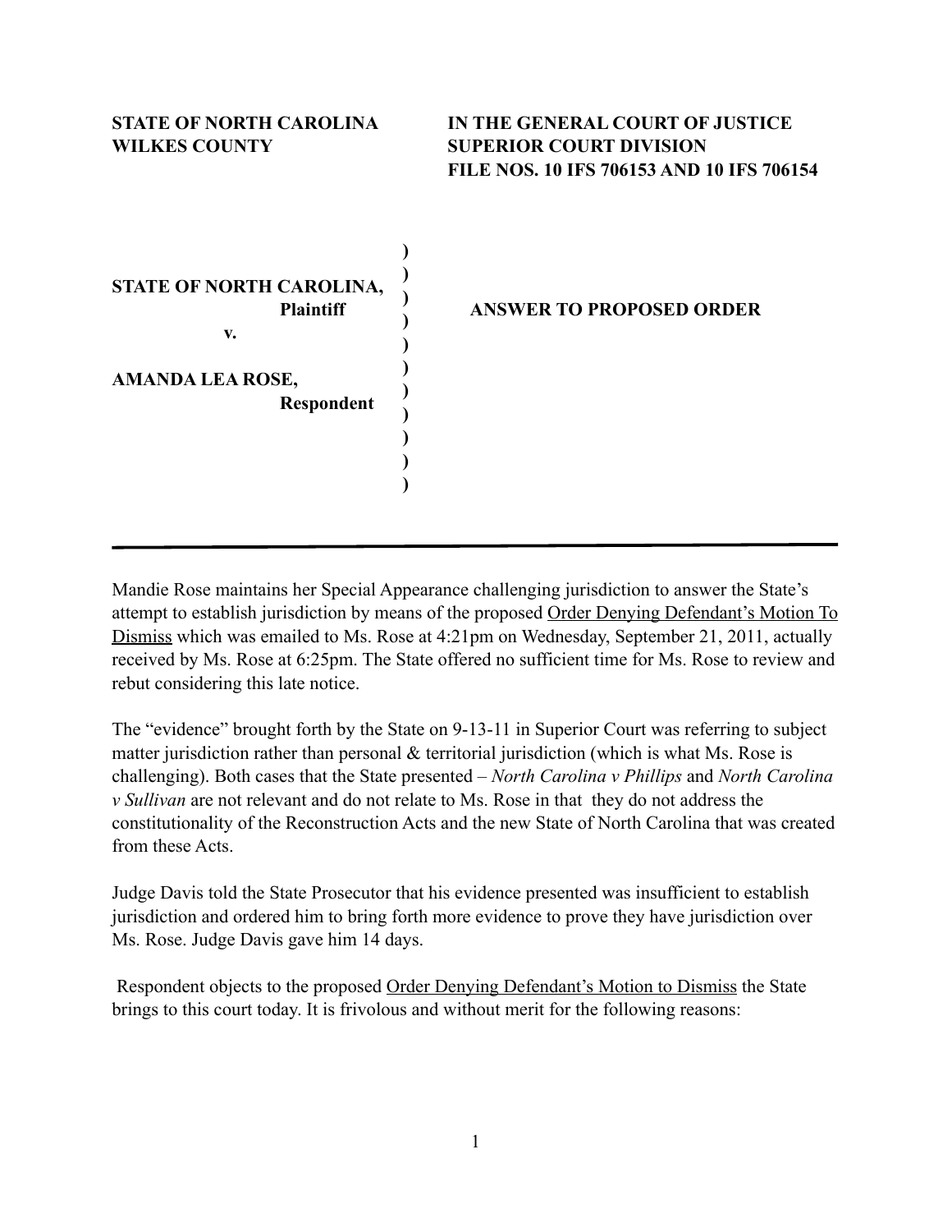**STATE OF NORTH CAROLINA**
**WILKES COUNTY**

**IN THE GENERAL COURT OF JUSTICE**
**SUPERIOR COURT DIVISION**
**FILE NOS. 10 IFS 706153 AND 10 IFS 706154**

**STATE OF NORTH CAROLINA,**
**Plaintiff**

**v.**

**AMANDA LEA ROSE,**
**Respondent**

**ANSWER TO PROPOSED ORDER**

---

Mandie Rose maintains her Special Appearance challenging jurisdiction to answer the State's attempt to establish jurisdiction by means of the proposed Order Denying Defendant's Motion To Dismiss which was emailed to Ms. Rose at 4:21pm on Wednesday, September 21, 2011, actually received by Ms. Rose at 6:25pm. The State offered no sufficient time for Ms. Rose to review and rebut considering this late notice.

The "evidence" brought forth by the State on 9-13-11 in Superior Court was referring to subject matter jurisdiction rather than personal & territorial jurisdiction (which is what Ms. Rose is challenging). Both cases that the State presented – *North Carolina v Phillips* and *North Carolina v Sullivan* are not relevant and do not relate to Ms. Rose in that they do not address the constitutionality of the Reconstruction Acts and the new State of North Carolina that was created from these Acts.

Judge Davis told the State Prosecutor that his evidence presented was insufficient to establish jurisdiction and ordered him to bring forth more evidence to prove they have jurisdiction over Ms. Rose. Judge Davis gave him 14 days.

Respondent objects to the proposed Order Denying Defendant's Motion to Dismiss the State brings to this court today. It is frivolous and without merit for the following reasons: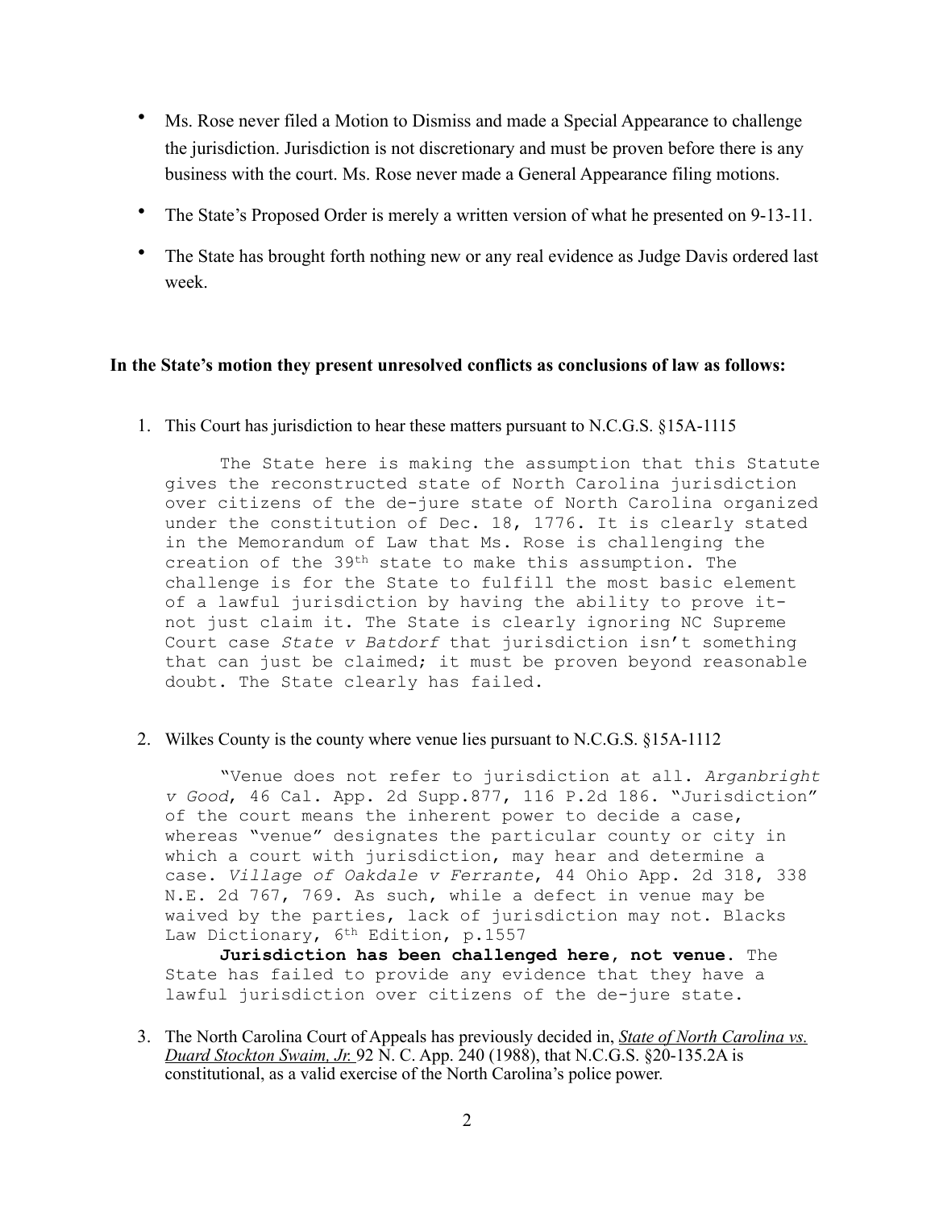- Ms. Rose never filed a Motion to Dismiss and made a Special Appearance to challenge the jurisdiction. Jurisdiction is not discretionary and must be proven before there is any business with the court. Ms. Rose never made a General Appearance filing motions.
- The State's Proposed Order is merely a written version of what he presented on 9-13-11.
- The State has brought forth nothing new or any real evidence as Judge Davis ordered last week.

**In the State's motion they present unresolved conflicts as conclusions of law as follows:**

1. This Court has jurisdiction to hear these matters pursuant to N.C.G.S. §15A-1115

   The State here is making the assumption that this Statute gives the reconstructed state of North Carolina jurisdiction over citizens of the de-jure state of North Carolina organized under the constitution of Dec. 18, 1776. It is clearly stated in the Memorandum of Law that Ms. Rose is challenging the creation of the 39th state to make this assumption. The challenge is for the State to fulfill the most basic element of a lawful jurisdiction by having the ability to prove it-not just claim it. The State is clearly ignoring NC Supreme Court case *State v Batdorf* that jurisdiction isn't something that can just be claimed; it must be proven beyond reasonable doubt. The State clearly has failed.

2. Wilkes County is the county where venue lies pursuant to N.C.G.S. §15A-1112

   "Venue does not refer to jurisdiction at all. *Arganbright v Good*, 46 Cal. App. 2d Supp.877, 116 P.2d 186. "Jurisdiction" of the court means the inherent power to decide a case, whereas "venue" designates the particular county or city in which a court with jurisdiction, may hear and determine a case. *Village of Oakdale v Ferrante*, 44 Ohio App. 2d 318, 338 N.E. 2d 767, 769. As such, while a defect in venue may be waived by the parties, lack of jurisdiction may not. Blacks Law Dictionary, 6th Edition, p.1557

   **Jurisdiction has been challenged here, not venue.** The State has failed to provide any evidence that they have a lawful jurisdiction over citizens of the de-jure state.

3. The North Carolina Court of Appeals has previously decided in, *State of North Carolina vs. Duard Stockton Swaim, Jr.* 92 N. C. App. 240 (1988), that N.C.G.S. §20-135.2A is constitutional, as a valid exercise of the North Carolina's police power.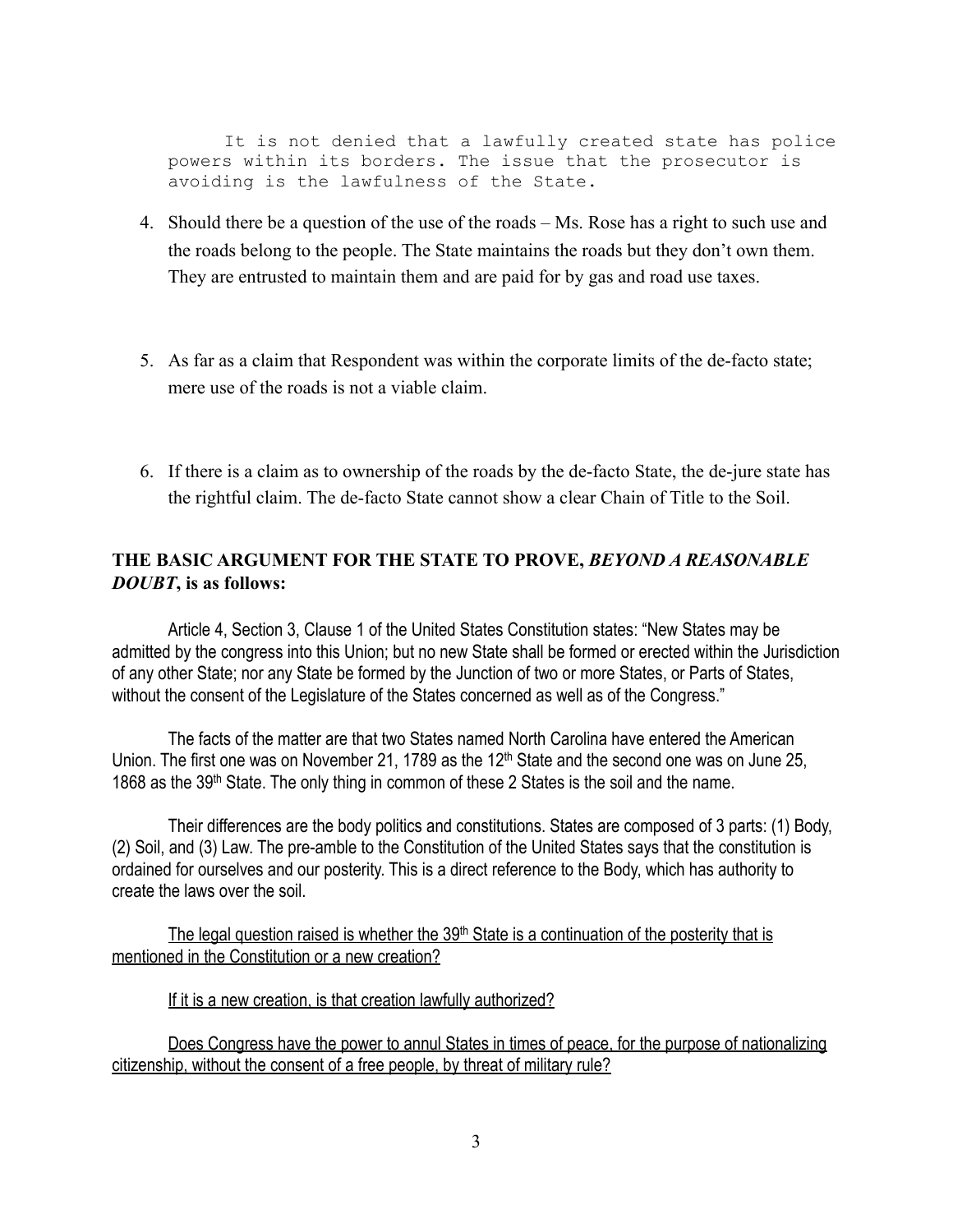It is not denied that a lawfully created state has police powers within its borders. The issue that the prosecutor is avoiding is the lawfulness of the State.

4. Should there be a question of the use of the roads – Ms. Rose has a right to such use and the roads belong to the people. The State maintains the roads but they don't own them. They are entrusted to maintain them and are paid for by gas and road use taxes.

5. As far as a claim that Respondent was within the corporate limits of the de-facto state; mere use of the roads is not a viable claim.

6. If there is a claim as to ownership of the roads by the de-facto State, the de-jure state has the rightful claim. The de-facto State cannot show a clear Chain of Title to the Soil.

**THE BASIC ARGUMENT FOR THE STATE TO PROVE, *BEYOND A REASONABLE DOUBT*, is as follows:**

Article 4, Section 3, Clause 1 of the United States Constitution states: "New States may be admitted by the congress into this Union; but no new State shall be formed or erected within the Jurisdiction of any other State; nor any State be formed by the Junction of two or more States, or Parts of States, without the consent of the Legislature of the States concerned as well as of the Congress."

The facts of the matter are that two States named North Carolina have entered the American Union. The first one was on November 21, 1789 as the 12th State and the second one was on June 25, 1868 as the 39th State. The only thing in common of these 2 States is the soil and the name.

Their differences are the body politics and constitutions. States are composed of 3 parts: (1) Body, (2) Soil, and (3) Law. The pre-amble to the Constitution of the United States says that the constitution is ordained for ourselves and our posterity. This is a direct reference to the Body, which has authority to create the laws over the soil.

<u>The legal question raised is whether the 39th State is a continuation of the posterity that is mentioned in the Constitution or a new creation?</u>

<u>If it is a new creation, is that creation lawfully authorized?</u>

<u>Does Congress have the power to annul States in times of peace, for the purpose of nationalizing citizenship, without the consent of a free people, by threat of military rule?</u>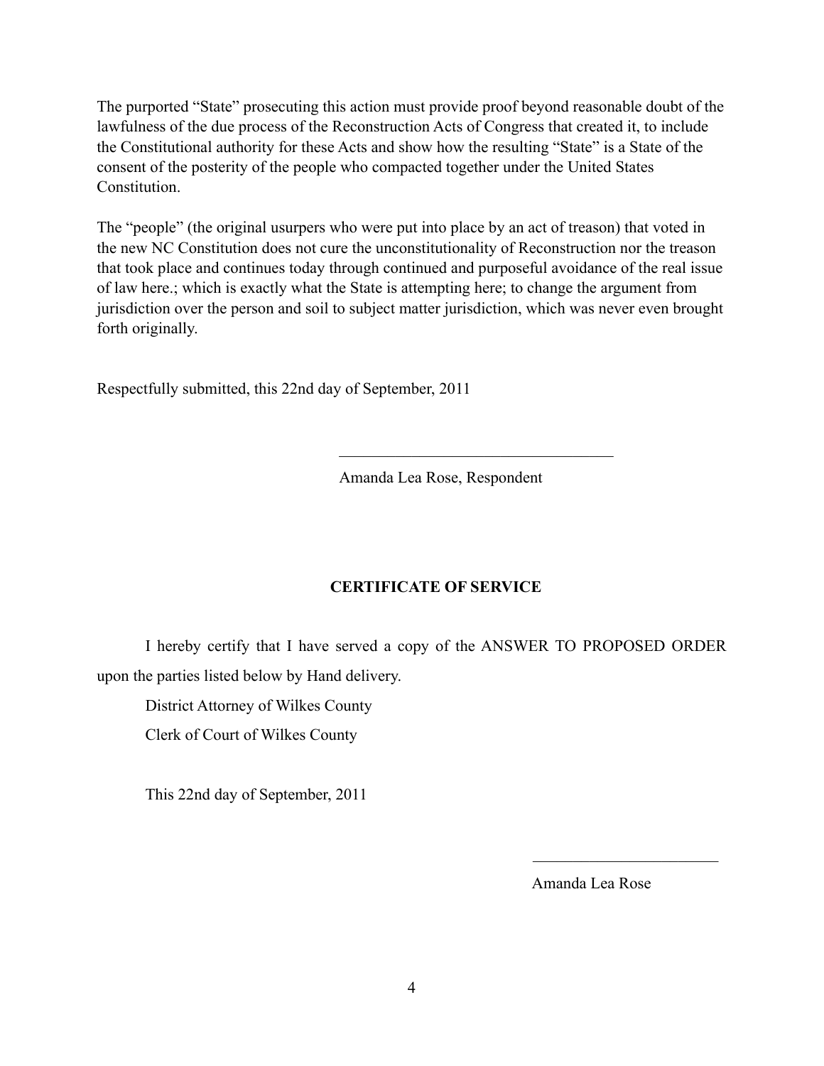The purported "State" prosecuting this action must provide proof beyond reasonable doubt of the lawfulness of the due process of the Reconstruction Acts of Congress that created it, to include the Constitutional authority for these Acts and show how the resulting "State" is a State of the consent of the posterity of the people who compacted together under the United States Constitution.

The "people" (the original usurpers who were put into place by an act of treason) that voted in the new NC Constitution does not cure the unconstitutionality of Reconstruction nor the treason that took place and continues today through continued and purposeful avoidance of the real issue of law here.; which is exactly what the State is attempting here; to change the argument from jurisdiction over the person and soil to subject matter jurisdiction, which was never even brought forth originally.

Respectfully submitted, this 22nd day of September, 2011

\_\_\_\_\_\_\_\_\_\_\_\_\_\_\_\_\_\_\_\_\_\_\_\_\_\_\_\_\_\_\_\_\_\_

Amanda Lea Rose, Respondent

**CERTIFICATE OF SERVICE**

I hereby certify that I have served a copy of the ANSWER TO PROPOSED ORDER upon the parties listed below by Hand delivery.

District Attorney of Wilkes County

Clerk of Court of Wilkes County

This 22nd day of September, 2011

\_\_\_\_\_\_\_\_\_\_\_\_\_\_\_\_\_\_\_\_\_\_\_

Amanda Lea Rose